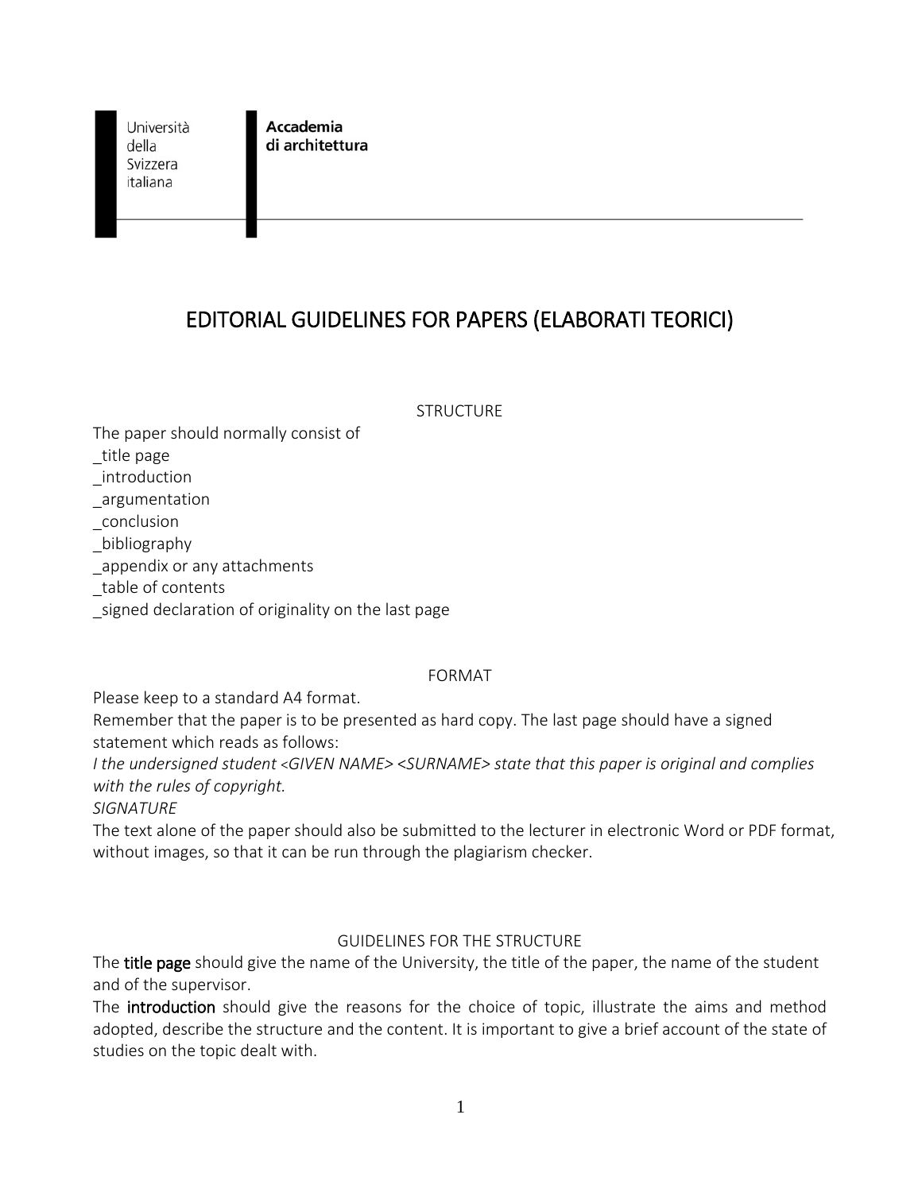Università della Svizzera italiana

**Accademia di architettura**

# EDITORIAL GUIDELINES FOR PAPERS (ELABORATI TEORICI)

## STRUCTURE

The paper should normally consist of

_title page
_introduction
_argumentation
_conclusion
_bibliography
_appendix or any attachments
_table of contents
_signed declaration of originality on the last page

## FORMAT

Please keep to a standard A4 format.

Remember that the paper is to be presented as hard copy. The last page should have a signed statement which reads as follows:

*I the undersigned student <GIVEN NAME> <SURNAME> state that this paper is original and complies with the rules of copyright.*

*SIGNATURE*

The text alone of the paper should also be submitted to the lecturer in electronic Word or PDF format, without images, so that it can be run through the plagiarism checker.

## GUIDELINES FOR THE STRUCTURE

The **title page** should give the name of the University, the title of the paper, the name of the student and of the supervisor.

The **introduction** should give the reasons for the choice of topic, illustrate the aims and method adopted, describe the structure and the content. It is important to give a brief account of the state of studies on the topic dealt with.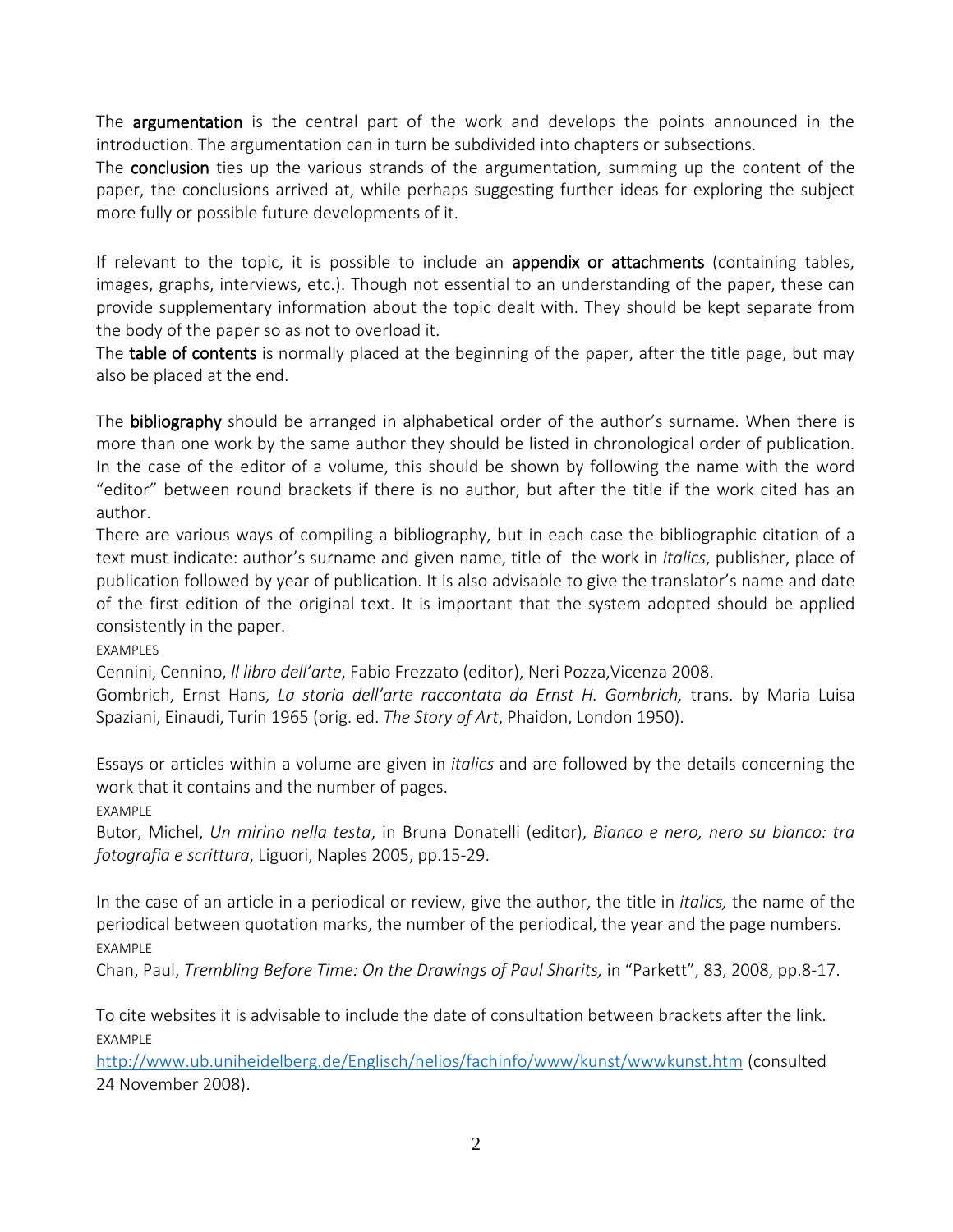The **argumentation** is the central part of the work and develops the points announced in the introduction. The argumentation can in turn be subdivided into chapters or subsections.
The **conclusion** ties up the various strands of the argumentation, summing up the content of the paper, the conclusions arrived at, while perhaps suggesting further ideas for exploring the subject more fully or possible future developments of it.

If relevant to the topic, it is possible to include an **appendix or attachments** (containing tables, images, graphs, interviews, etc.). Though not essential to an understanding of the paper, these can provide supplementary information about the topic dealt with. They should be kept separate from the body of the paper so as not to overload it.
The **table of contents** is normally placed at the beginning of the paper, after the title page, but may also be placed at the end.

The **bibliography** should be arranged in alphabetical order of the author's surname. When there is more than one work by the same author they should be listed in chronological order of publication. In the case of the editor of a volume, this should be shown by following the name with the word "editor" between round brackets if there is no author, but after the title if the work cited has an author.
There are various ways of compiling a bibliography, but in each case the bibliographic citation of a text must indicate: author's surname and given name, title of the work in *italics*, publisher, place of publication followed by year of publication. It is also advisable to give the translator's name and date of the first edition of the original text. It is important that the system adopted should be applied consistently in the paper.
EXAMPLES
Cennini, Cennino, *Il libro dell'arte*, Fabio Frezzato (editor), Neri Pozza,Vicenza 2008.
Gombrich, Ernst Hans, *La storia dell'arte raccontata da Ernst H. Gombrich,* trans. by Maria Luisa Spaziani, Einaudi, Turin 1965 (orig. ed. *The Story of Art*, Phaidon, London 1950).

Essays or articles within a volume are given in *italics* and are followed by the details concerning the work that it contains and the number of pages.
EXAMPLE
Butor, Michel, *Un mirino nella testa*, in Bruna Donatelli (editor), *Bianco e nero, nero su bianco: tra fotografia e scrittura*, Liguori, Naples 2005, pp.15-29.

In the case of an article in a periodical or review, give the author, the title in *italics,* the name of the periodical between quotation marks, the number of the periodical, the year and the page numbers.
EXAMPLE
Chan, Paul, *Trembling Before Time: On the Drawings of Paul Sharits,* in "Parkett", 83, 2008, pp.8-17.

To cite websites it is advisable to include the date of consultation between brackets after the link.
EXAMPLE
http://www.ub.uniheidelberg.de/Englisch/helios/fachinfo/www/kunst/wwwkunst.htm (consulted 24 November 2008).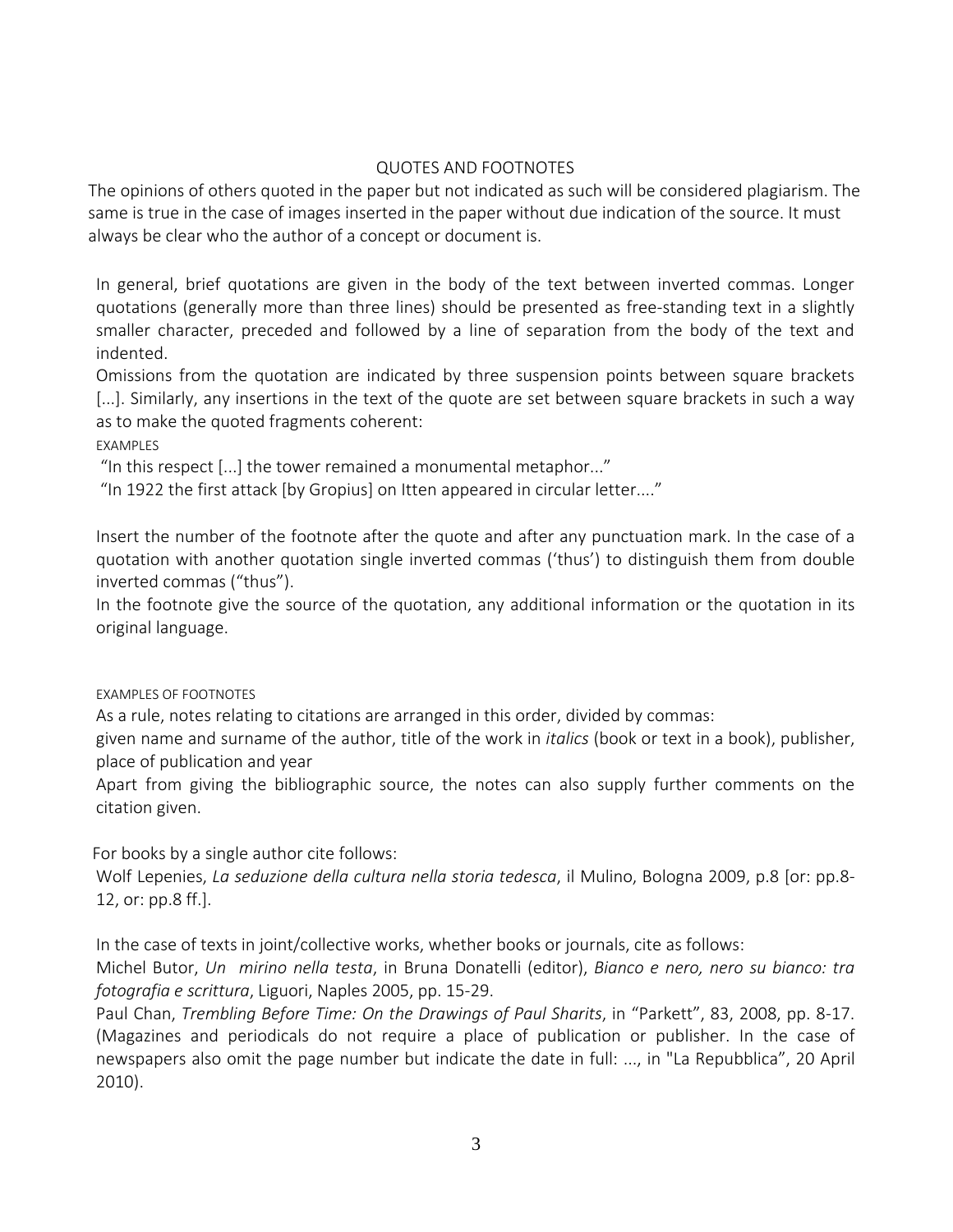## QUOTES AND FOOTNOTES

The opinions of others quoted in the paper but not indicated as such will be considered plagiarism. The same is true in the case of images inserted in the paper without due indication of the source. It must always be clear who the author of a concept or document is.

In general, brief quotations are given in the body of the text between inverted commas. Longer quotations (generally more than three lines) should be presented as free-standing text in a slightly smaller character, preceded and followed by a line of separation from the body of the text and indented.

Omissions from the quotation are indicated by three suspension points between square brackets [...]. Similarly, any insertions in the text of the quote are set between square brackets in such a way as to make the quoted fragments coherent:

EXAMPLES

"In this respect [...] the tower remained a monumental metaphor..."

"In 1922 the first attack [by Gropius] on Itten appeared in circular letter...."

Insert the number of the footnote after the quote and after any punctuation mark. In the case of a quotation with another quotation single inverted commas ('thus') to distinguish them from double inverted commas ("thus").

In the footnote give the source of the quotation, any additional information or the quotation in its original language.

EXAMPLES OF FOOTNOTES

As a rule, notes relating to citations are arranged in this order, divided by commas:

given name and surname of the author, title of the work in *italics* (book or text in a book), publisher, place of publication and year

Apart from giving the bibliographic source, the notes can also supply further comments on the citation given.

For books by a single author cite follows:

Wolf Lepenies, *La seduzione della cultura nella storia tedesca*, il Mulino, Bologna 2009, p.8 [or: pp.8-12, or: pp.8 ff.].

In the case of texts in joint/collective works, whether books or journals, cite as follows:

Michel Butor, *Un mirino nella testa*, in Bruna Donatelli (editor), *Bianco e nero, nero su bianco: tra fotografia e scrittura*, Liguori, Naples 2005, pp. 15-29.

Paul Chan, *Trembling Before Time: On the Drawings of Paul Sharits*, in "Parkett", 83, 2008, pp. 8-17. (Magazines and periodicals do not require a place of publication or publisher. In the case of newspapers also omit the page number but indicate the date in full: ..., in "La Repubblica", 20 April 2010).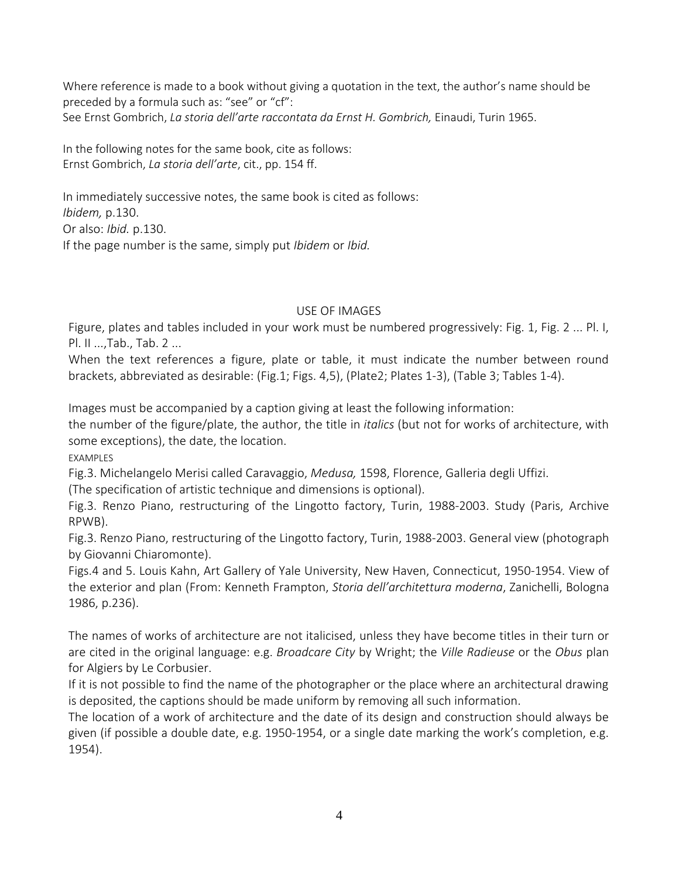Where reference is made to a book without giving a quotation in the text, the author's name should be preceded by a formula such as: "see" or "cf":
See Ernst Gombrich, *La storia dell'arte raccontata da Ernst H. Gombrich,* Einaudi, Turin 1965.

In the following notes for the same book, cite as follows:
Ernst Gombrich, *La storia dell'arte*, cit., pp. 154 ff.

In immediately successive notes, the same book is cited as follows:
*Ibidem,* p.130.
Or also: *Ibid.* p.130.
If the page number is the same, simply put *Ibidem* or *Ibid.*

## USE OF IMAGES

Figure, plates and tables included in your work must be numbered progressively: Fig. 1, Fig. 2 ... Pl. I, Pl. II ...,Tab., Tab. 2 ...
When the text references a figure, plate or table, it must indicate the number between round brackets, abbreviated as desirable: (Fig.1; Figs. 4,5), (Plate2; Plates 1-3), (Table 3; Tables 1-4).

Images must be accompanied by a caption giving at least the following information:
the number of the figure/plate, the author, the title in *italics* (but not for works of architecture, with some exceptions), the date, the location.

EXAMPLES

Fig.3. Michelangelo Merisi called Caravaggio, *Medusa,* 1598, Florence, Galleria degli Uffizi.
(The specification of artistic technique and dimensions is optional).
Fig.3. Renzo Piano, restructuring of the Lingotto factory, Turin, 1988-2003. Study (Paris, Archive RPWB).
Fig.3. Renzo Piano, restructuring of the Lingotto factory, Turin, 1988-2003. General view (photograph by Giovanni Chiaromonte).
Figs.4 and 5. Louis Kahn, Art Gallery of Yale University, New Haven, Connecticut, 1950-1954. View of the exterior and plan (From: Kenneth Frampton, *Storia dell'architettura moderna*, Zanichelli, Bologna 1986, p.236).

The names of works of architecture are not italicised, unless they have become titles in their turn or are cited in the original language: e.g. *Broadcare City* by Wright; the *Ville Radieuse* or the *Obus* plan for Algiers by Le Corbusier.
If it is not possible to find the name of the photographer or the place where an architectural drawing is deposited, the captions should be made uniform by removing all such information.
The location of a work of architecture and the date of its design and construction should always be given (if possible a double date, e.g. 1950-1954, or a single date marking the work's completion, e.g. 1954).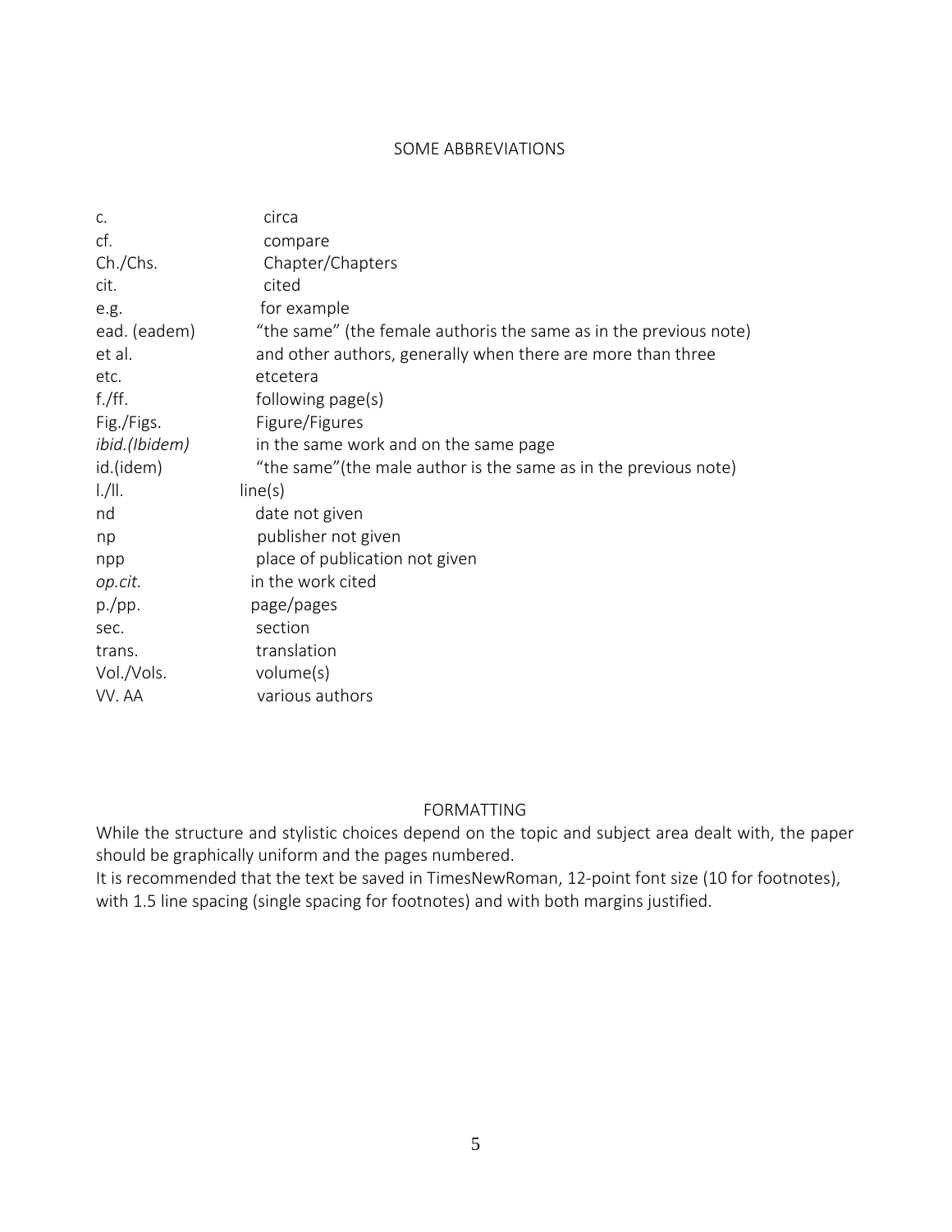## SOME ABBREVIATIONS

| | |
|---|---|
| c. | circa |
| cf. | compare |
| Ch./Chs. | Chapter/Chapters |
| cit. | cited |
| e.g. | for example |
| ead. (eadem) | “the same” (the female authoris the same as in the previous note) |
| et al. | and other authors, generally when there are more than three |
| etc. | etcetera |
| f./ff. | following page(s) |
| Fig./Figs. | Figure/Figures |
| *ibid.(Ibidem)* | in the same work and on the same page |
| id.(idem) | “the same”(the male author is the same as in the previous note) |
| l./ll. | line(s) |
| nd | date not given |
| np | publisher not given |
| npp | place of publication not given |
| *op.cit.* | in the work cited |
| p./pp. | page/pages |
| sec. | section |
| trans. | translation |
| Vol./Vols. | volume(s) |
| VV. AA | various authors |

## FORMATTING

While the structure and stylistic choices depend on the topic and subject area dealt with, the paper should be graphically uniform and the pages numbered.

It is recommended that the text be saved in TimesNewRoman, 12-point font size (10 for footnotes), with 1.5 line spacing (single spacing for footnotes) and with both margins justified.